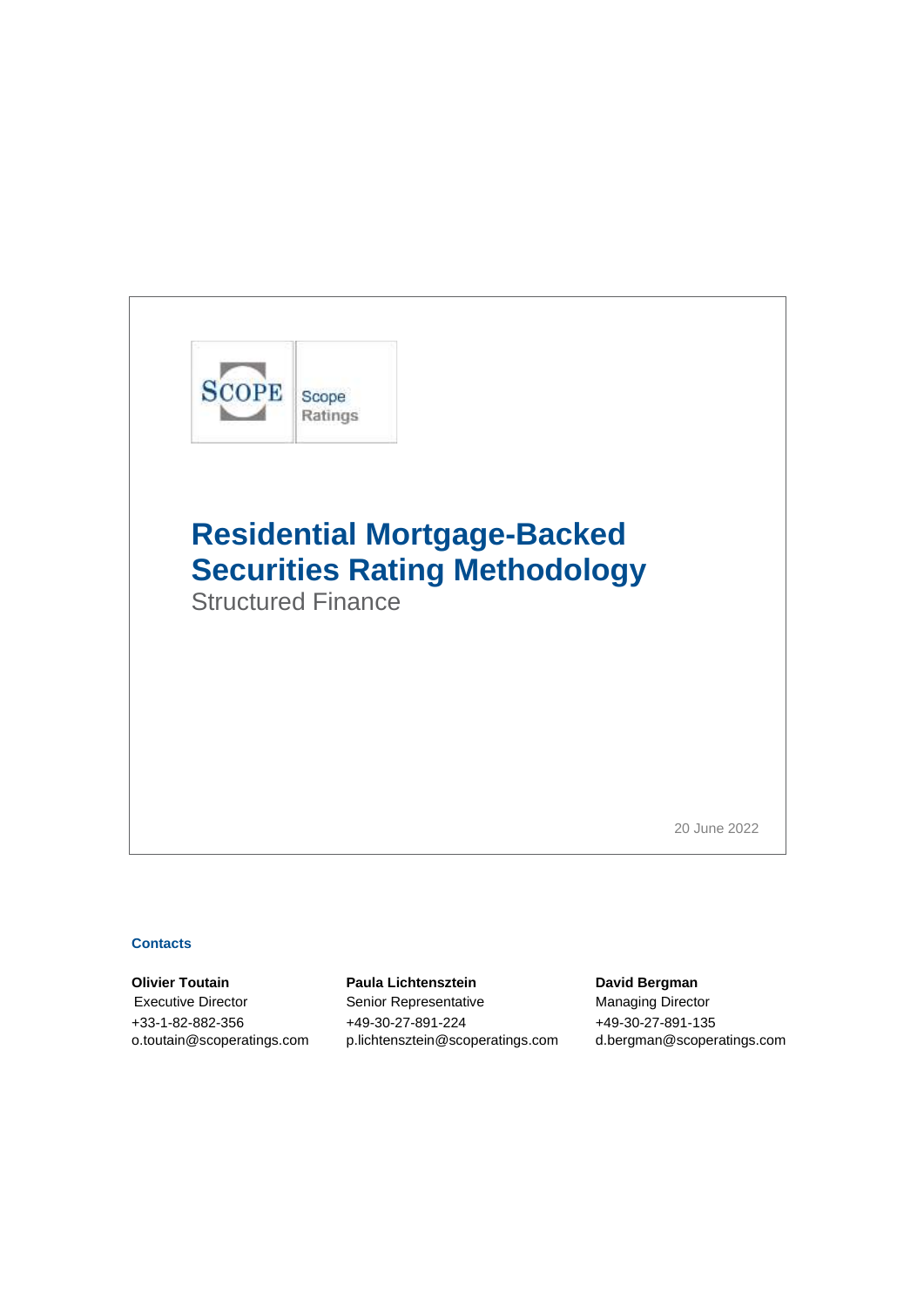SCOPE Scope Ratings

# Residential Mortgage-Backed Securities Rating Methodology

Structured Finance

20 June 2022

**Contacts**

**Olivier Toutain**
Executive Director
+33-1-82-882-356
o.toutain@scoperatings.com

**Paula Lichtensztein**
Senior Representative
+49-30-27-891-224
p.lichtensztein@scoperatings.com

**David Bergman**
Managing Director
+49-30-27-891-135
d.bergman@scoperatings.com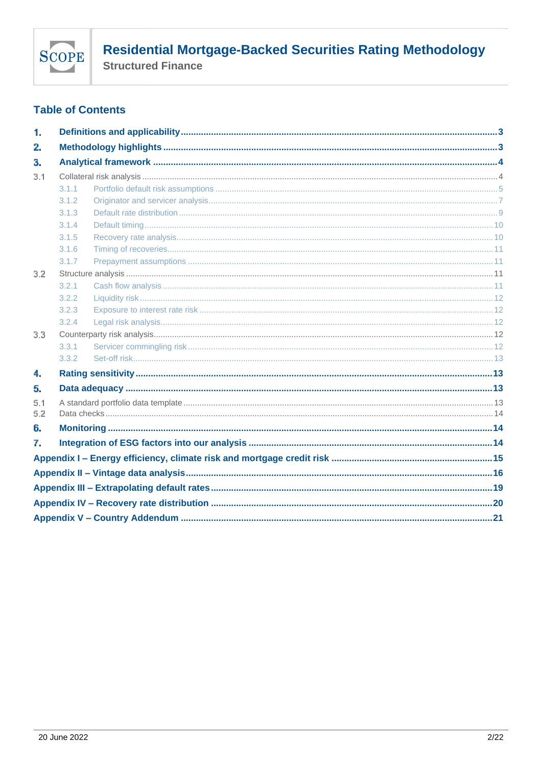## Table of Contents

1. **Definitions and applicability** .... 3
2. **Methodology highlights** .... 3
3. **Analytical framework** .... 4
   - 3.1 Collateral risk analysis .... 4
     - 3.1.1 Portfolio default risk assumptions .... 5
     - 3.1.2 Originator and servicer analysis .... 7
     - 3.1.3 Default rate distribution .... 9
     - 3.1.4 Default timing .... 10
     - 3.1.5 Recovery rate analysis .... 10
     - 3.1.6 Timing of recoveries .... 11
     - 3.1.7 Prepayment assumptions .... 11
   - 3.2 Structure analysis .... 11
     - 3.2.1 Cash flow analysis .... 11
     - 3.2.2 Liquidity risk .... 12
     - 3.2.3 Exposure to interest rate risk .... 12
     - 3.2.4 Legal risk analysis .... 12
   - 3.3 Counterparty risk analysis .... 12
     - 3.3.1 Servicer commingling risk .... 12
     - 3.3.2 Set-off risk .... 13
4. **Rating sensitivity** .... 13
5. **Data adequacy** .... 13
   - 5.1 A standard portfolio data template .... 13
   - 5.2 Data checks .... 14
6. **Monitoring** .... 14
7. **Integration of ESG factors into our analysis** .... 14

**Appendix I – Energy efficiency, climate risk and mortgage credit risk** .... 15

**Appendix II – Vintage data analysis** .... 16

**Appendix III – Extrapolating default rates** .... 19

**Appendix IV – Recovery rate distribution** .... 20

**Appendix V – Country Addendum** .... 21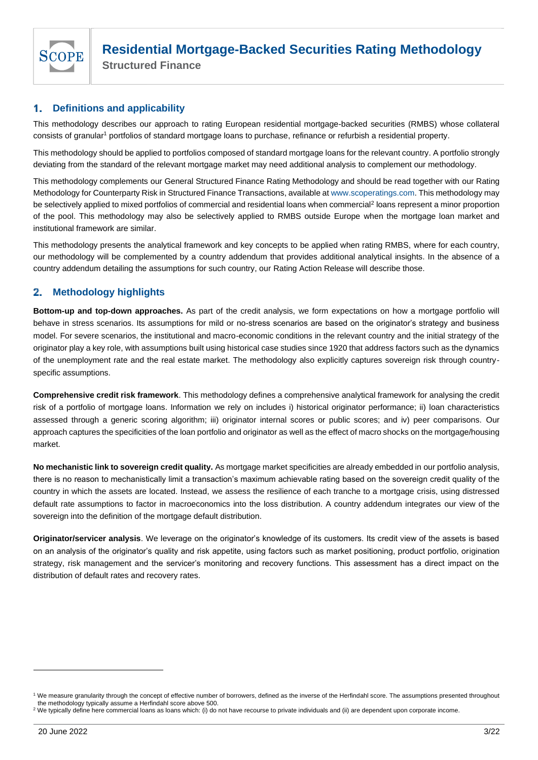## 1. Definitions and applicability

This methodology describes our approach to rating European residential mortgage-backed securities (RMBS) whose collateral consists of granular[1] portfolios of standard mortgage loans to purchase, refinance or refurbish a residential property.

This methodology should be applied to portfolios composed of standard mortgage loans for the relevant country. A portfolio strongly deviating from the standard of the relevant mortgage market may need additional analysis to complement our methodology.

This methodology complements our General Structured Finance Rating Methodology and should be read together with our Rating Methodology for Counterparty Risk in Structured Finance Transactions, available at www.scoperatings.com. This methodology may be selectively applied to mixed portfolios of commercial and residential loans when commercial[2] loans represent a minor proportion of the pool. This methodology may also be selectively applied to RMBS outside Europe when the mortgage loan market and institutional framework are similar.

This methodology presents the analytical framework and key concepts to be applied when rating RMBS, where for each country, our methodology will be complemented by a country addendum that provides additional analytical insights. In the absence of a country addendum detailing the assumptions for such country, our Rating Action Release will describe those.

## 2. Methodology highlights

**Bottom-up and top-down approaches.** As part of the credit analysis, we form expectations on how a mortgage portfolio will behave in stress scenarios. Its assumptions for mild or no-stress scenarios are based on the originator's strategy and business model. For severe scenarios, the institutional and macro-economic conditions in the relevant country and the initial strategy of the originator play a key role, with assumptions built using historical case studies since 1920 that address factors such as the dynamics of the unemployment rate and the real estate market. The methodology also explicitly captures sovereign risk through country-specific assumptions.

**Comprehensive credit risk framework**. This methodology defines a comprehensive analytical framework for analysing the credit risk of a portfolio of mortgage loans. Information we rely on includes i) historical originator performance; ii) loan characteristics assessed through a generic scoring algorithm; iii) originator internal scores or public scores; and iv) peer comparisons. Our approach captures the specificities of the loan portfolio and originator as well as the effect of macro shocks on the mortgage/housing market.

**No mechanistic link to sovereign credit quality.** As mortgage market specificities are already embedded in our portfolio analysis, there is no reason to mechanistically limit a transaction's maximum achievable rating based on the sovereign credit quality of the country in which the assets are located. Instead, we assess the resilience of each tranche to a mortgage crisis, using distressed default rate assumptions to factor in macroeconomics into the loss distribution. A country addendum integrates our view of the sovereign into the definition of the mortgage default distribution.

**Originator/servicer analysis**. We leverage on the originator's knowledge of its customers. Its credit view of the assets is based on an analysis of the originator's quality and risk appetite, using factors such as market positioning, product portfolio, origination strategy, risk management and the servicer's monitoring and recovery functions. This assessment has a direct impact on the distribution of default rates and recovery rates.

---

[1] We measure granularity through the concept of effective number of borrowers, defined as the inverse of the Herfindahl score. The assumptions presented throughout the methodology typically assume a Herfindahl score above 500.

[2] We typically define here commercial loans as loans which: (i) do not have recourse to private individuals and (ii) are dependent upon corporate income.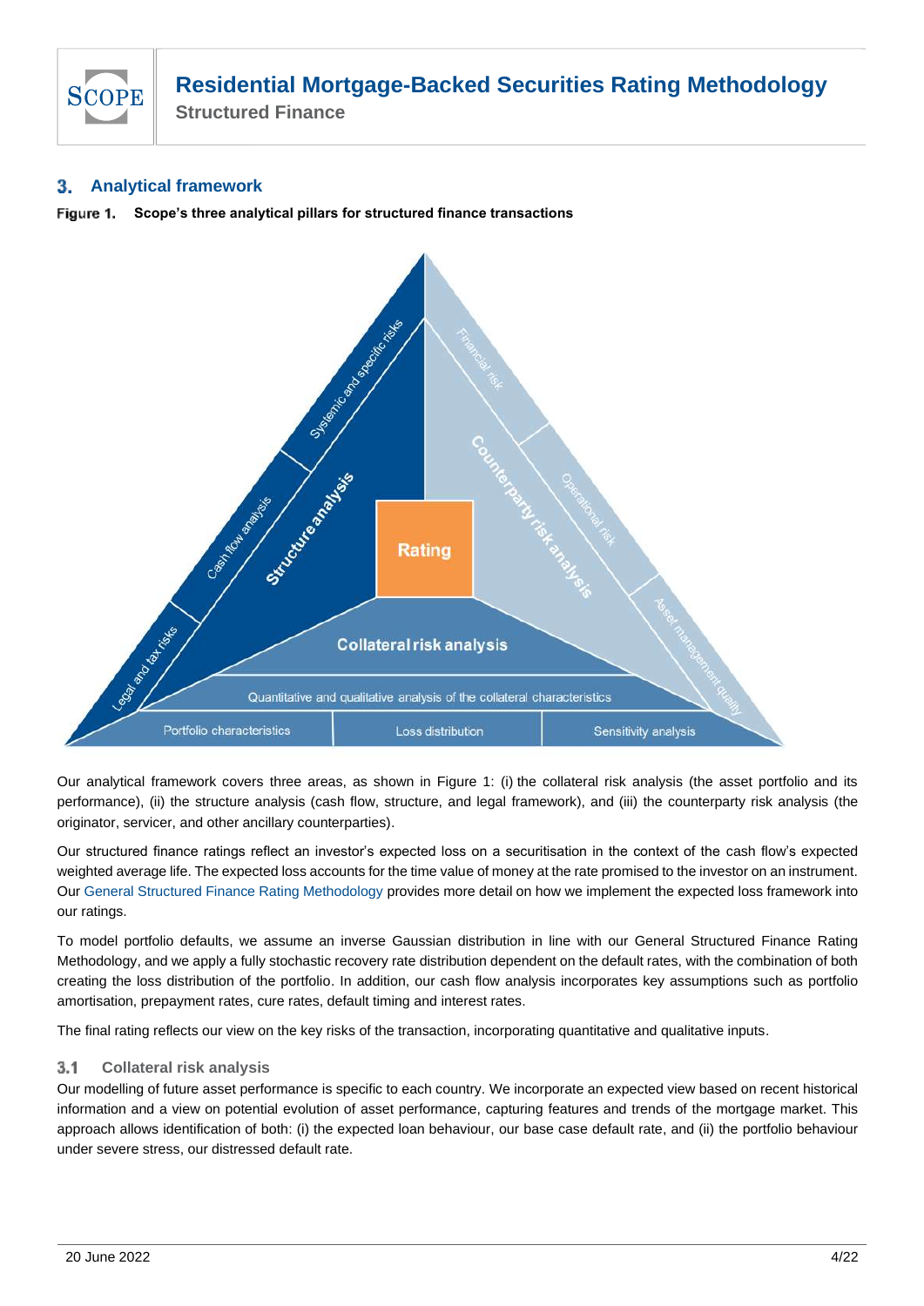## 3. Analytical framework

**Figure 1. Scope's three analytical pillars for structured finance transactions**

Our analytical framework covers three areas, as shown in Figure 1: (i) the collateral risk analysis (the asset portfolio and its performance), (ii) the structure analysis (cash flow, structure, and legal framework), and (iii) the counterparty risk analysis (the originator, servicer, and other ancillary counterparties).

Our structured finance ratings reflect an investor's expected loss on a securitisation in the context of the cash flow's expected weighted average life. The expected loss accounts for the time value of money at the rate promised to the investor on an instrument. Our General Structured Finance Rating Methodology provides more detail on how we implement the expected loss framework into our ratings.

To model portfolio defaults, we assume an inverse Gaussian distribution in line with our General Structured Finance Rating Methodology, and we apply a fully stochastic recovery rate distribution dependent on the default rates, with the combination of both creating the loss distribution of the portfolio. In addition, our cash flow analysis incorporates key assumptions such as portfolio amortisation, prepayment rates, cure rates, default timing and interest rates.

The final rating reflects our view on the key risks of the transaction, incorporating quantitative and qualitative inputs.

### 3.1 Collateral risk analysis

Our modelling of future asset performance is specific to each country. We incorporate an expected view based on recent historical information and a view on potential evolution of asset performance, capturing features and trends of the mortgage market. This approach allows identification of both: (i) the expected loan behaviour, our base case default rate, and (ii) the portfolio behaviour under severe stress, our distressed default rate.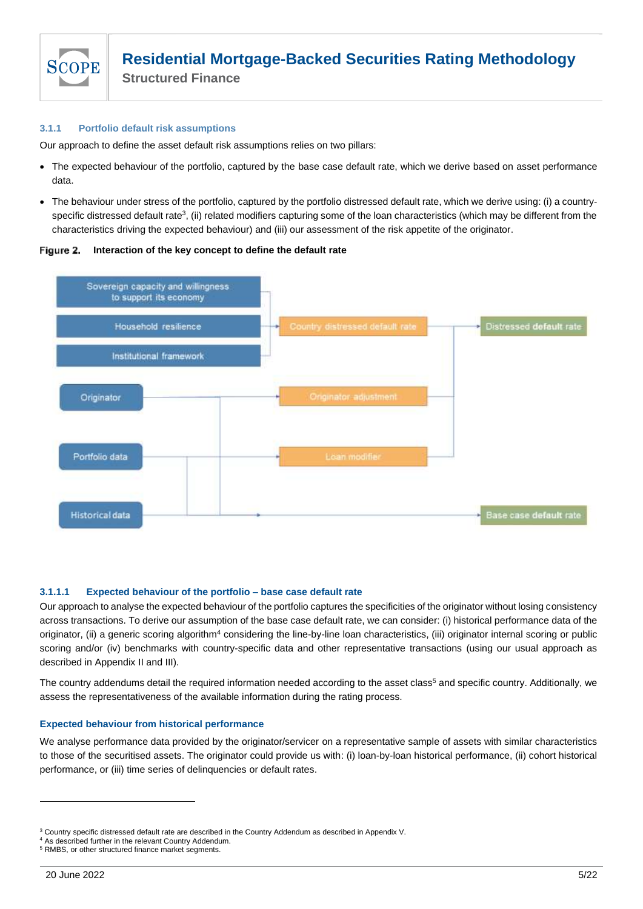#### 3.1.1 Portfolio default risk assumptions

Our approach to define the asset default risk assumptions relies on two pillars:

- The expected behaviour of the portfolio, captured by the base case default rate, which we derive based on asset performance data.
- The behaviour under stress of the portfolio, captured by the portfolio distressed default rate, which we derive using: (i) a country-specific distressed default rate[3], (ii) related modifiers capturing some of the loan characteristics (which may be different from the characteristics driving the expected behaviour) and (iii) our assessment of the risk appetite of the originator.

**Figure 2. Interaction of the key concept to define the default rate**

##### 3.1.1.1 Expected behaviour of the portfolio – base case default rate

Our approach to analyse the expected behaviour of the portfolio captures the specificities of the originator without losing consistency across transactions. To derive our assumption of the base case default rate, we can consider: (i) historical performance data of the originator, (ii) a generic scoring algorithm[4] considering the line-by-line loan characteristics, (iii) originator internal scoring or public scoring and/or (iv) benchmarks with country-specific data and other representative transactions (using our usual approach as described in Appendix II and III).

The country addendums detail the required information needed according to the asset class[5] and specific country. Additionally, we assess the representativeness of the available information during the rating process.

**Expected behaviour from historical performance**

We analyse performance data provided by the originator/servicer on a representative sample of assets with similar characteristics to those of the securitised assets. The originator could provide us with: (i) loan-by-loan historical performance, (ii) cohort historical performance, or (iii) time series of delinquencies or default rates.

---

[3] Country specific distressed default rate are described in the Country Addendum as described in Appendix V.

[4] As described further in the relevant Country Addendum.

[5] RMBS, or other structured finance market segments.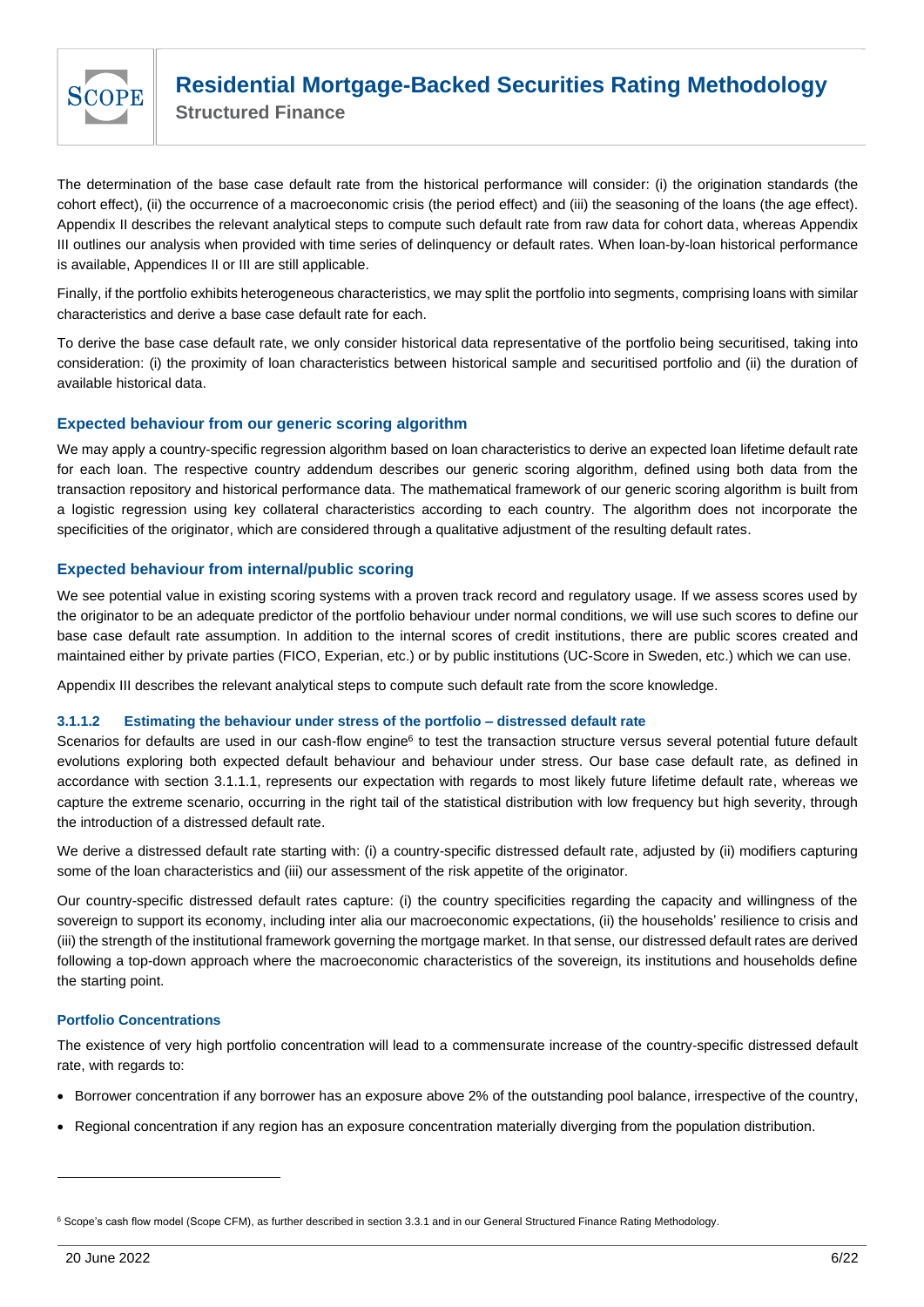The determination of the base case default rate from the historical performance will consider: (i) the origination standards (the cohort effect), (ii) the occurrence of a macroeconomic crisis (the period effect) and (iii) the seasoning of the loans (the age effect). Appendix II describes the relevant analytical steps to compute such default rate from raw data for cohort data, whereas Appendix III outlines our analysis when provided with time series of delinquency or default rates. When loan-by-loan historical performance is available, Appendices II or III are still applicable.

Finally, if the portfolio exhibits heterogeneous characteristics, we may split the portfolio into segments, comprising loans with similar characteristics and derive a base case default rate for each.

To derive the base case default rate, we only consider historical data representative of the portfolio being securitised, taking into consideration: (i) the proximity of loan characteristics between historical sample and securitised portfolio and (ii) the duration of available historical data.

### Expected behaviour from our generic scoring algorithm

We may apply a country-specific regression algorithm based on loan characteristics to derive an expected loan lifetime default rate for each loan. The respective country addendum describes our generic scoring algorithm, defined using both data from the transaction repository and historical performance data. The mathematical framework of our generic scoring algorithm is built from a logistic regression using key collateral characteristics according to each country. The algorithm does not incorporate the specificities of the originator, which are considered through a qualitative adjustment of the resulting default rates.

### Expected behaviour from internal/public scoring

We see potential value in existing scoring systems with a proven track record and regulatory usage. If we assess scores used by the originator to be an adequate predictor of the portfolio behaviour under normal conditions, we will use such scores to define our base case default rate assumption. In addition to the internal scores of credit institutions, there are public scores created and maintained either by private parties (FICO, Experian, etc.) or by public institutions (UC-Score in Sweden, etc.) which we can use.

Appendix III describes the relevant analytical steps to compute such default rate from the score knowledge.

#### 3.1.1.2 Estimating the behaviour under stress of the portfolio – distressed default rate

Scenarios for defaults are used in our cash-flow engine[6] to test the transaction structure versus several potential future default evolutions exploring both expected default behaviour and behaviour under stress. Our base case default rate, as defined in accordance with section 3.1.1.1, represents our expectation with regards to most likely future lifetime default rate, whereas we capture the extreme scenario, occurring in the right tail of the statistical distribution with low frequency but high severity, through the introduction of a distressed default rate.

We derive a distressed default rate starting with: (i) a country-specific distressed default rate, adjusted by (ii) modifiers capturing some of the loan characteristics and (iii) our assessment of the risk appetite of the originator.

Our country-specific distressed default rates capture: (i) the country specificities regarding the capacity and willingness of the sovereign to support its economy, including inter alia our macroeconomic expectations, (ii) the households' resilience to crisis and (iii) the strength of the institutional framework governing the mortgage market. In that sense, our distressed default rates are derived following a top-down approach where the macroeconomic characteristics of the sovereign, its institutions and households define the starting point.

#### Portfolio Concentrations

The existence of very high portfolio concentration will lead to a commensurate increase of the country-specific distressed default rate, with regards to:

- Borrower concentration if any borrower has an exposure above 2% of the outstanding pool balance, irrespective of the country,
- Regional concentration if any region has an exposure concentration materially diverging from the population distribution.

[6] Scope's cash flow model (Scope CFM), as further described in section 3.3.1 and in our General Structured Finance Rating Methodology.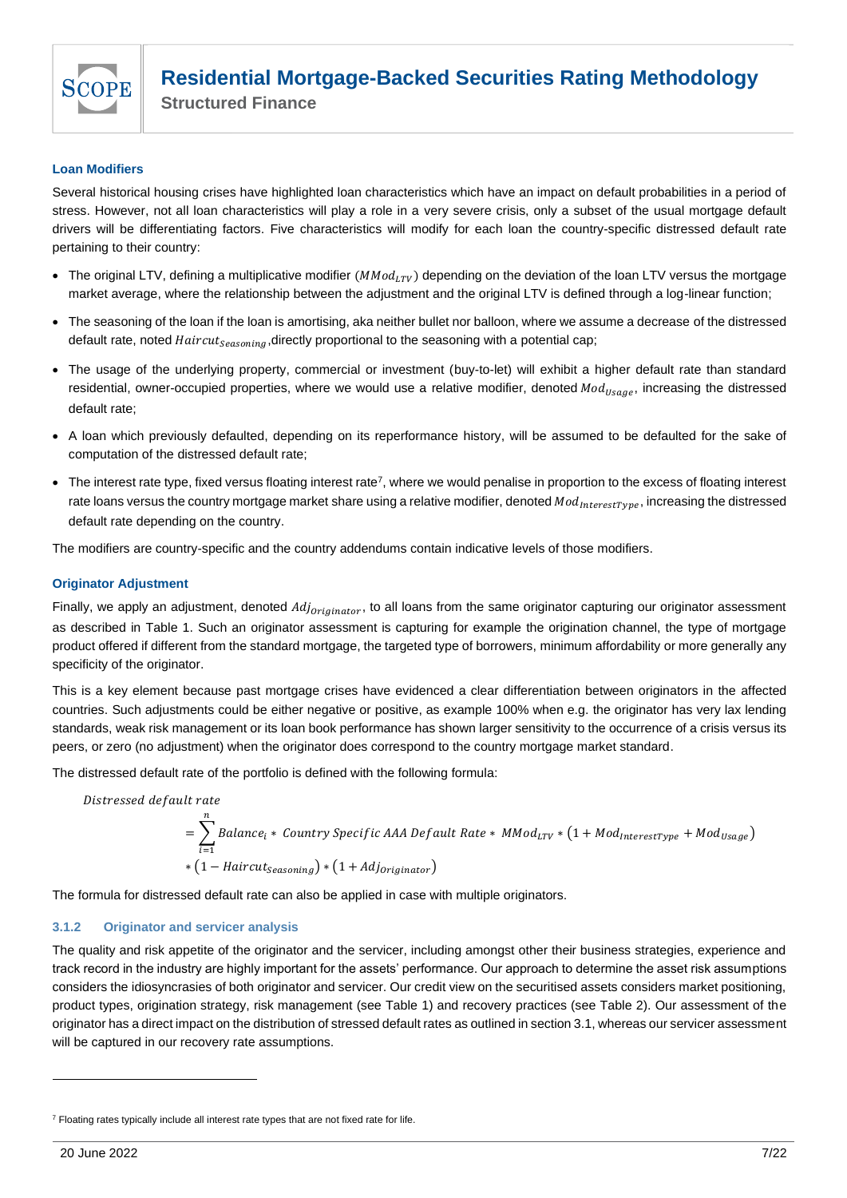#### Loan Modifiers

Several historical housing crises have highlighted loan characteristics which have an impact on default probabilities in a period of stress. However, not all loan characteristics will play a role in a very severe crisis, only a subset of the usual mortgage default drivers will be differentiating factors. Five characteristics will modify for each loan the country-specific distressed default rate pertaining to their country:

- The original LTV, defining a multiplicative modifier ($MMod_{LTV}$) depending on the deviation of the loan LTV versus the mortgage market average, where the relationship between the adjustment and the original LTV is defined through a log-linear function;
- The seasoning of the loan if the loan is amortising, aka neither bullet nor balloon, where we assume a decrease of the distressed default rate, noted $Haircut_{Seasoning}$,directly proportional to the seasoning with a potential cap;
- The usage of the underlying property, commercial or investment (buy-to-let) will exhibit a higher default rate than standard residential, owner-occupied properties, where we would use a relative modifier, denoted $Mod_{Usage}$, increasing the distressed default rate;
- A loan which previously defaulted, depending on its reperformance history, will be assumed to be defaulted for the sake of computation of the distressed default rate;
- The interest rate type, fixed versus floating interest rate[7], where we would penalise in proportion to the excess of floating interest rate loans versus the country mortgage market share using a relative modifier, denoted $Mod_{InterestType}$, increasing the distressed default rate depending on the country.

The modifiers are country-specific and the country addendums contain indicative levels of those modifiers.

#### Originator Adjustment

Finally, we apply an adjustment, denoted $Adj_{Originator}$, to all loans from the same originator capturing our originator assessment as described in Table 1. Such an originator assessment is capturing for example the origination channel, the type of mortgage product offered if different from the standard mortgage, the targeted type of borrowers, minimum affordability or more generally any specificity of the originator.

This is a key element because past mortgage crises have evidenced a clear differentiation between originators in the affected countries. Such adjustments could be either negative or positive, as example 100% when e.g. the originator has very lax lending standards, weak risk management or its loan book performance has shown larger sensitivity to the occurrence of a crisis versus its peers, or zero (no adjustment) when the originator does correspond to the country mortgage market standard.

The distressed default rate of the portfolio is defined with the following formula:

$$
\begin{aligned}
&Distressed\ default\ rate \\
&= \sum_{i=1}^{n} Balance_i * \ Country\ Specific\ AAA\ Default\ Rate * \ MMod_{LTV} * \left(1 + Mod_{InterestType} + Mod_{Usage}\right) \\
&* \left(1 - Haircut_{Seasoning}\right) * \left(1 + Adj_{Originator}\right)
\end{aligned}
$$

The formula for distressed default rate can also be applied in case with multiple originators.

### 3.1.2 Originator and servicer analysis

The quality and risk appetite of the originator and the servicer, including amongst other their business strategies, experience and track record in the industry are highly important for the assets' performance. Our approach to determine the asset risk assumptions considers the idiosyncrasies of both originator and servicer. Our credit view on the securitised assets considers market positioning, product types, origination strategy, risk management (see Table 1) and recovery practices (see Table 2). Our assessment of the originator has a direct impact on the distribution of stressed default rates as outlined in section 3.1, whereas our servicer assessment will be captured in our recovery rate assumptions.

[7] Floating rates typically include all interest rate types that are not fixed rate for life.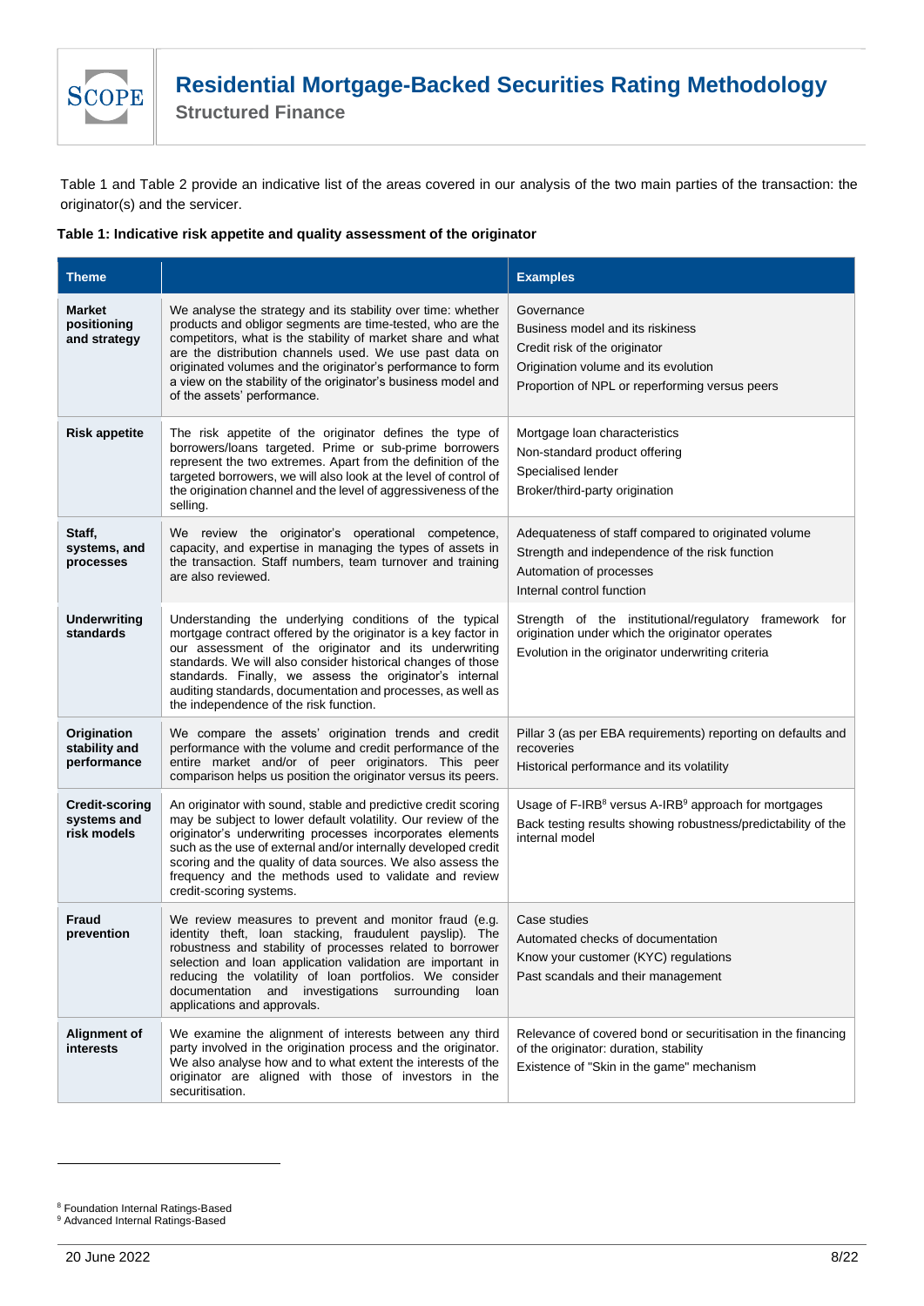Table 1 and Table 2 provide an indicative list of the areas covered in our analysis of the two main parties of the transaction: the originator(s) and the servicer.

**Table 1: Indicative risk appetite and quality assessment of the originator**

| Theme | | Examples |
|---|---|---|
| **Market positioning and strategy** | We analyse the strategy and its stability over time: whether products and obligor segments are time-tested, who are the competitors, what is the stability of market share and what are the distribution channels used. We use past data on originated volumes and the originator's performance to form a view on the stability of the originator's business model and of the assets' performance. | Governance<br>Business model and its riskiness<br>Credit risk of the originator<br>Origination volume and its evolution<br>Proportion of NPL or reperforming versus peers |
| **Risk appetite** | The risk appetite of the originator defines the type of borrowers/loans targeted. Prime or sub-prime borrowers represent the two extremes. Apart from the definition of the targeted borrowers, we will also look at the level of control of the origination channel and the level of aggressiveness of the selling. | Mortgage loan characteristics<br>Non-standard product offering<br>Specialised lender<br>Broker/third-party origination |
| **Staff, systems, and processes** | We review the originator's operational competence, capacity, and expertise in managing the types of assets in the transaction. Staff numbers, team turnover and training are also reviewed. | Adequateness of staff compared to originated volume<br>Strength and independence of the risk function<br>Automation of processes<br>Internal control function |
| **Underwriting standards** | Understanding the underlying conditions of the typical mortgage contract offered by the originator is a key factor in our assessment of the originator and its underwriting standards. We will also consider historical changes of those standards. Finally, we assess the originator's internal auditing standards, documentation and processes, as well as the independence of the risk function. | Strength of the institutional/regulatory framework for origination under which the originator operates<br>Evolution in the originator underwriting criteria |
| **Origination stability and performance** | We compare the assets' origination trends and credit performance with the volume and credit performance of the entire market and/or of peer originators. This peer comparison helps us position the originator versus its peers. | Pillar 3 (as per EBA requirements) reporting on defaults and recoveries<br>Historical performance and its volatility |
| **Credit-scoring systems and risk models** | An originator with sound, stable and predictive credit scoring may be subject to lower default volatility. Our review of the originator's underwriting processes incorporates elements such as the use of external and/or internally developed credit scoring and the quality of data sources. We also assess the frequency and the methods used to validate and review credit-scoring systems. | Usage of F-IRB[8] versus A-IRB[9] approach for mortgages<br>Back testing results showing robustness/predictability of the internal model |
| **Fraud prevention** | We review measures to prevent and monitor fraud (e.g. identity theft, loan stacking, fraudulent payslip). The robustness and stability of processes related to borrower selection and loan application validation are important in reducing the volatility of loan portfolios. We consider documentation and investigations surrounding loan applications and approvals. | Case studies<br>Automated checks of documentation<br>Know your customer (KYC) regulations<br>Past scandals and their management |
| **Alignment of interests** | We examine the alignment of interests between any third party involved in the origination process and the originator. We also analyse how and to what extent the interests of the originator are aligned with those of investors in the securitisation. | Relevance of covered bond or securitisation in the financing of the originator: duration, stability<br>Existence of "Skin in the game" mechanism |

[8] Foundation Internal Ratings-Based
[9] Advanced Internal Ratings-Based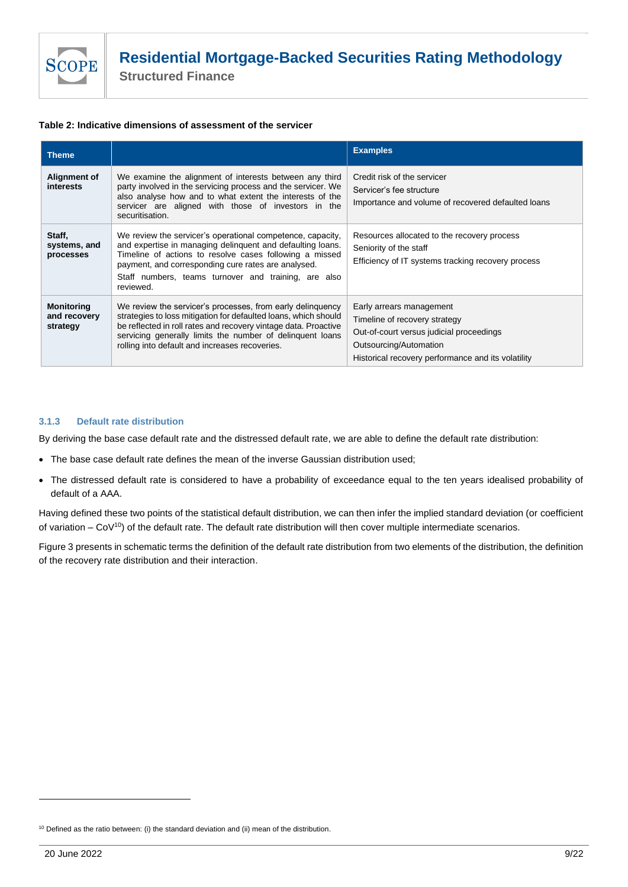**Table 2: Indicative dimensions of assessment of the servicer**

| Theme | | Examples |
|---|---|---|
| **Alignment of interests** | We examine the alignment of interests between any third party involved in the servicing process and the servicer. We also analyse how and to what extent the interests of the servicer are aligned with those of investors in the securitisation. | Credit risk of the servicer<br>Servicer's fee structure<br>Importance and volume of recovered defaulted loans |
| **Staff, systems, and processes** | We review the servicer's operational competence, capacity, and expertise in managing delinquent and defaulting loans. Timeline of actions to resolve cases following a missed payment, and corresponding cure rates are analysed.<br>Staff numbers, teams turnover and training, are also reviewed. | Resources allocated to the recovery process<br>Seniority of the staff<br>Efficiency of IT systems tracking recovery process |
| **Monitoring and recovery strategy** | We review the servicer's processes, from early delinquency strategies to loss mitigation for defaulted loans, which should be reflected in roll rates and recovery vintage data. Proactive servicing generally limits the number of delinquent loans rolling into default and increases recoveries. | Early arrears management<br>Timeline of recovery strategy<br>Out-of-court versus judicial proceedings<br>Outsourcing/Automation<br>Historical recovery performance and its volatility |

### 3.1.3 Default rate distribution

By deriving the base case default rate and the distressed default rate, we are able to define the default rate distribution:

- The base case default rate defines the mean of the inverse Gaussian distribution used;
- The distressed default rate is considered to have a probability of exceedance equal to the ten years idealised probability of default of a AAA.

Having defined these two points of the statistical default distribution, we can then infer the implied standard deviation (or coefficient of variation – CoV[10]) of the default rate. The default rate distribution will then cover multiple intermediate scenarios.

Figure 3 presents in schematic terms the definition of the default rate distribution from two elements of the distribution, the definition of the recovery rate distribution and their interaction.

[10] Defined as the ratio between: (i) the standard deviation and (ii) mean of the distribution.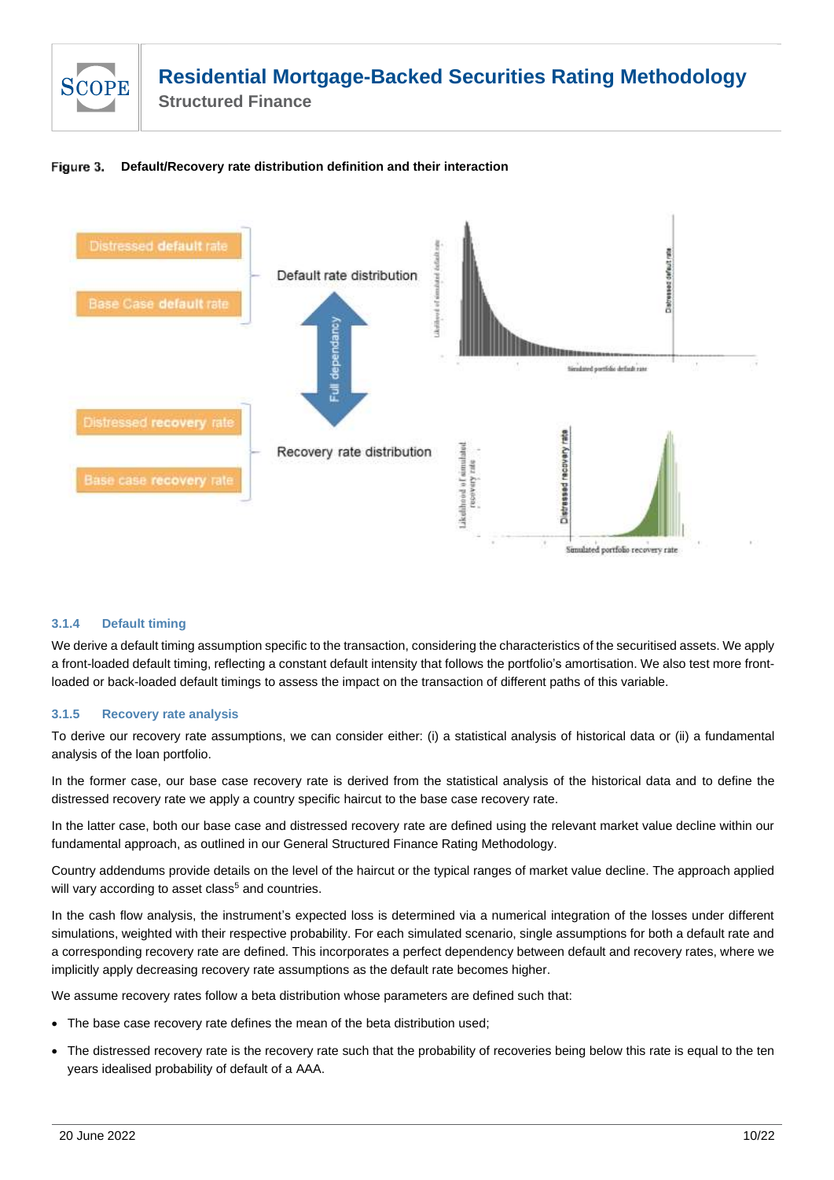**Figure 3. Default/Recovery rate distribution definition and their interaction**

### 3.1.4 Default timing

We derive a default timing assumption specific to the transaction, considering the characteristics of the securitised assets. We apply a front-loaded default timing, reflecting a constant default intensity that follows the portfolio's amortisation. We also test more front-loaded or back-loaded default timings to assess the impact on the transaction of different paths of this variable.

### 3.1.5 Recovery rate analysis

To derive our recovery rate assumptions, we can consider either: (i) a statistical analysis of historical data or (ii) a fundamental analysis of the loan portfolio.

In the former case, our base case recovery rate is derived from the statistical analysis of the historical data and to define the distressed recovery rate we apply a country specific haircut to the base case recovery rate.

In the latter case, both our base case and distressed recovery rate are defined using the relevant market value decline within our fundamental approach, as outlined in our General Structured Finance Rating Methodology.

Country addendums provide details on the level of the haircut or the typical ranges of market value decline. The approach applied will vary according to asset class[5] and countries.

In the cash flow analysis, the instrument's expected loss is determined via a numerical integration of the losses under different simulations, weighted with their respective probability. For each simulated scenario, single assumptions for both a default rate and a corresponding recovery rate are defined. This incorporates a perfect dependency between default and recovery rates, where we implicitly apply decreasing recovery rate assumptions as the default rate becomes higher.

We assume recovery rates follow a beta distribution whose parameters are defined such that:

- The base case recovery rate defines the mean of the beta distribution used;
- The distressed recovery rate is the recovery rate such that the probability of recoveries being below this rate is equal to the ten years idealised probability of default of a AAA.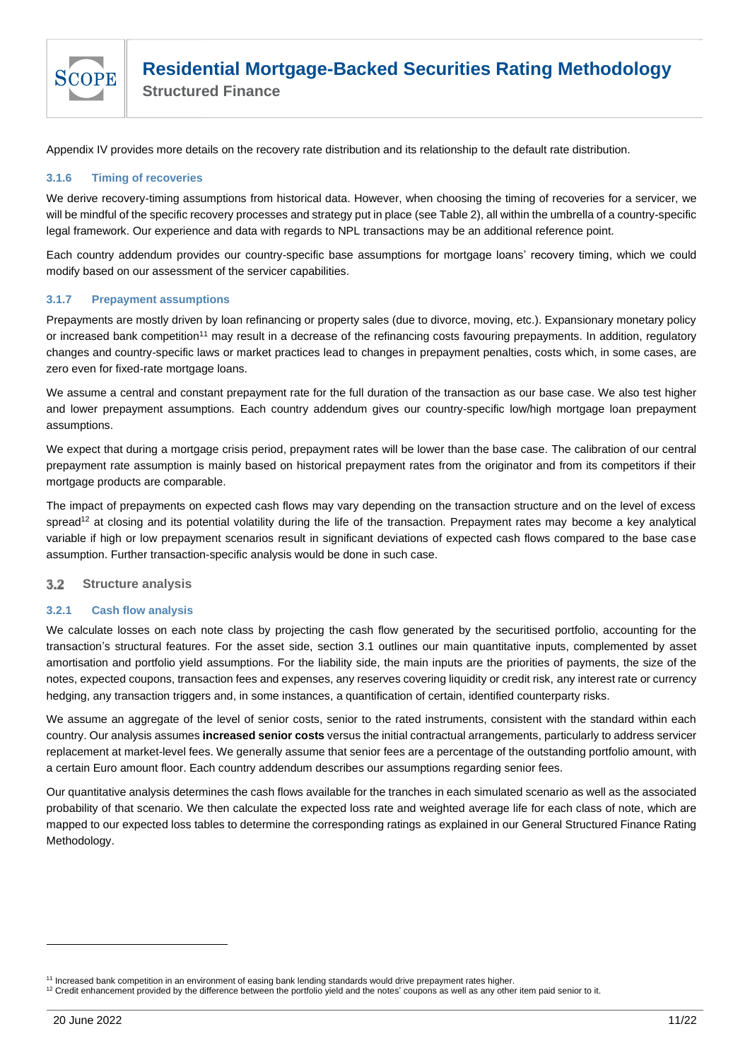Appendix IV provides more details on the recovery rate distribution and its relationship to the default rate distribution.

#### 3.1.6 Timing of recoveries

We derive recovery-timing assumptions from historical data. However, when choosing the timing of recoveries for a servicer, we will be mindful of the specific recovery processes and strategy put in place (see Table 2), all within the umbrella of a country-specific legal framework. Our experience and data with regards to NPL transactions may be an additional reference point.

Each country addendum provides our country-specific base assumptions for mortgage loans' recovery timing, which we could modify based on our assessment of the servicer capabilities.

#### 3.1.7 Prepayment assumptions

Prepayments are mostly driven by loan refinancing or property sales (due to divorce, moving, etc.). Expansionary monetary policy or increased bank competition[11] may result in a decrease of the refinancing costs favouring prepayments. In addition, regulatory changes and country-specific laws or market practices lead to changes in prepayment penalties, costs which, in some cases, are zero even for fixed-rate mortgage loans.

We assume a central and constant prepayment rate for the full duration of the transaction as our base case. We also test higher and lower prepayment assumptions. Each country addendum gives our country-specific low/high mortgage loan prepayment assumptions.

We expect that during a mortgage crisis period, prepayment rates will be lower than the base case. The calibration of our central prepayment rate assumption is mainly based on historical prepayment rates from the originator and from its competitors if their mortgage products are comparable.

The impact of prepayments on expected cash flows may vary depending on the transaction structure and on the level of excess spread[12] at closing and its potential volatility during the life of the transaction. Prepayment rates may become a key analytical variable if high or low prepayment scenarios result in significant deviations of expected cash flows compared to the base case assumption. Further transaction-specific analysis would be done in such case.

### 3.2 Structure analysis

#### 3.2.1 Cash flow analysis

We calculate losses on each note class by projecting the cash flow generated by the securitised portfolio, accounting for the transaction's structural features. For the asset side, section 3.1 outlines our main quantitative inputs, complemented by asset amortisation and portfolio yield assumptions. For the liability side, the main inputs are the priorities of payments, the size of the notes, expected coupons, transaction fees and expenses, any reserves covering liquidity or credit risk, any interest rate or currency hedging, any transaction triggers and, in some instances, a quantification of certain, identified counterparty risks.

We assume an aggregate of the level of senior costs, senior to the rated instruments, consistent with the standard within each country. Our analysis assumes **increased senior costs** versus the initial contractual arrangements, particularly to address servicer replacement at market-level fees. We generally assume that senior fees are a percentage of the outstanding portfolio amount, with a certain Euro amount floor. Each country addendum describes our assumptions regarding senior fees.

Our quantitative analysis determines the cash flows available for the tranches in each simulated scenario as well as the associated probability of that scenario. We then calculate the expected loss rate and weighted average life for each class of note, which are mapped to our expected loss tables to determine the corresponding ratings as explained in our General Structured Finance Rating Methodology.

---

[11] Increased bank competition in an environment of easing bank lending standards would drive prepayment rates higher.

[12] Credit enhancement provided by the difference between the portfolio yield and the notes' coupons as well as any other item paid senior to it.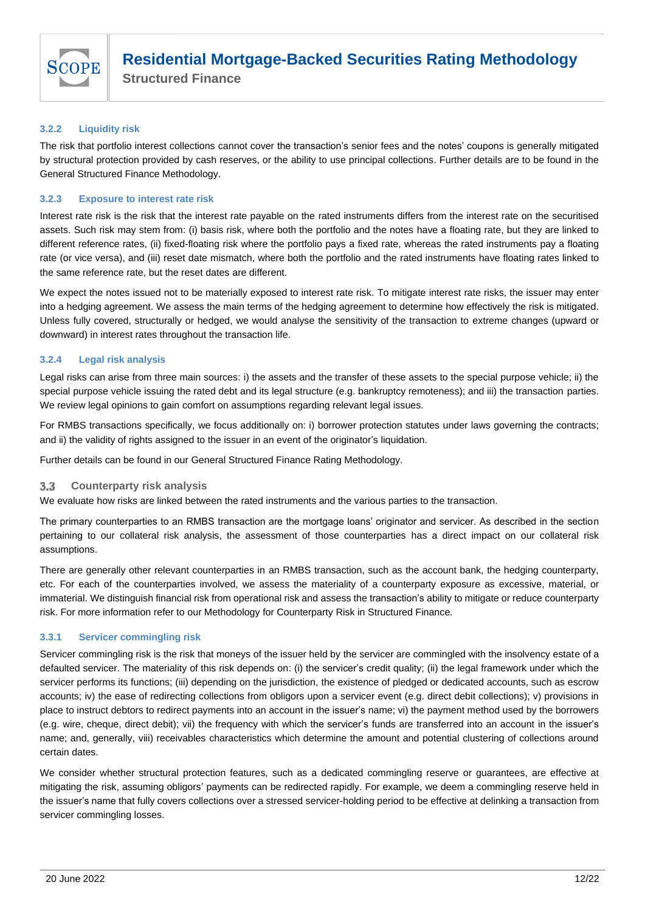#### 3.2.2 Liquidity risk

The risk that portfolio interest collections cannot cover the transaction's senior fees and the notes' coupons is generally mitigated by structural protection provided by cash reserves, or the ability to use principal collections. Further details are to be found in the General Structured Finance Methodology.

#### 3.2.3 Exposure to interest rate risk

Interest rate risk is the risk that the interest rate payable on the rated instruments differs from the interest rate on the securitised assets. Such risk may stem from: (i) basis risk, where both the portfolio and the notes have a floating rate, but they are linked to different reference rates, (ii) fixed-floating risk where the portfolio pays a fixed rate, whereas the rated instruments pay a floating rate (or vice versa), and (iii) reset date mismatch, where both the portfolio and the rated instruments have floating rates linked to the same reference rate, but the reset dates are different.

We expect the notes issued not to be materially exposed to interest rate risk. To mitigate interest rate risks, the issuer may enter into a hedging agreement. We assess the main terms of the hedging agreement to determine how effectively the risk is mitigated. Unless fully covered, structurally or hedged, we would analyse the sensitivity of the transaction to extreme changes (upward or downward) in interest rates throughout the transaction life.

#### 3.2.4 Legal risk analysis

Legal risks can arise from three main sources: i) the assets and the transfer of these assets to the special purpose vehicle; ii) the special purpose vehicle issuing the rated debt and its legal structure (e.g. bankruptcy remoteness); and iii) the transaction parties. We review legal opinions to gain comfort on assumptions regarding relevant legal issues.

For RMBS transactions specifically, we focus additionally on: i) borrower protection statutes under laws governing the contracts; and ii) the validity of rights assigned to the issuer in an event of the originator's liquidation.

Further details can be found in our General Structured Finance Rating Methodology.

### 3.3 Counterparty risk analysis

We evaluate how risks are linked between the rated instruments and the various parties to the transaction.

The primary counterparties to an RMBS transaction are the mortgage loans' originator and servicer. As described in the section pertaining to our collateral risk analysis, the assessment of those counterparties has a direct impact on our collateral risk assumptions.

There are generally other relevant counterparties in an RMBS transaction, such as the account bank, the hedging counterparty, etc. For each of the counterparties involved, we assess the materiality of a counterparty exposure as excessive, material, or immaterial. We distinguish financial risk from operational risk and assess the transaction's ability to mitigate or reduce counterparty risk. For more information refer to our Methodology for Counterparty Risk in Structured Finance.

#### 3.3.1 Servicer commingling risk

Servicer commingling risk is the risk that moneys of the issuer held by the servicer are commingled with the insolvency estate of a defaulted servicer. The materiality of this risk depends on: (i) the servicer's credit quality; (ii) the legal framework under which the servicer performs its functions; (iii) depending on the jurisdiction, the existence of pledged or dedicated accounts, such as escrow accounts; iv) the ease of redirecting collections from obligors upon a servicer event (e.g. direct debit collections); v) provisions in place to instruct debtors to redirect payments into an account in the issuer's name; vi) the payment method used by the borrowers (e.g. wire, cheque, direct debit); vii) the frequency with which the servicer's funds are transferred into an account in the issuer's name; and, generally, viii) receivables characteristics which determine the amount and potential clustering of collections around certain dates.

We consider whether structural protection features, such as a dedicated commingling reserve or guarantees, are effective at mitigating the risk, assuming obligors' payments can be redirected rapidly. For example, we deem a commingling reserve held in the issuer's name that fully covers collections over a stressed servicer-holding period to be effective at delinking a transaction from servicer commingling losses.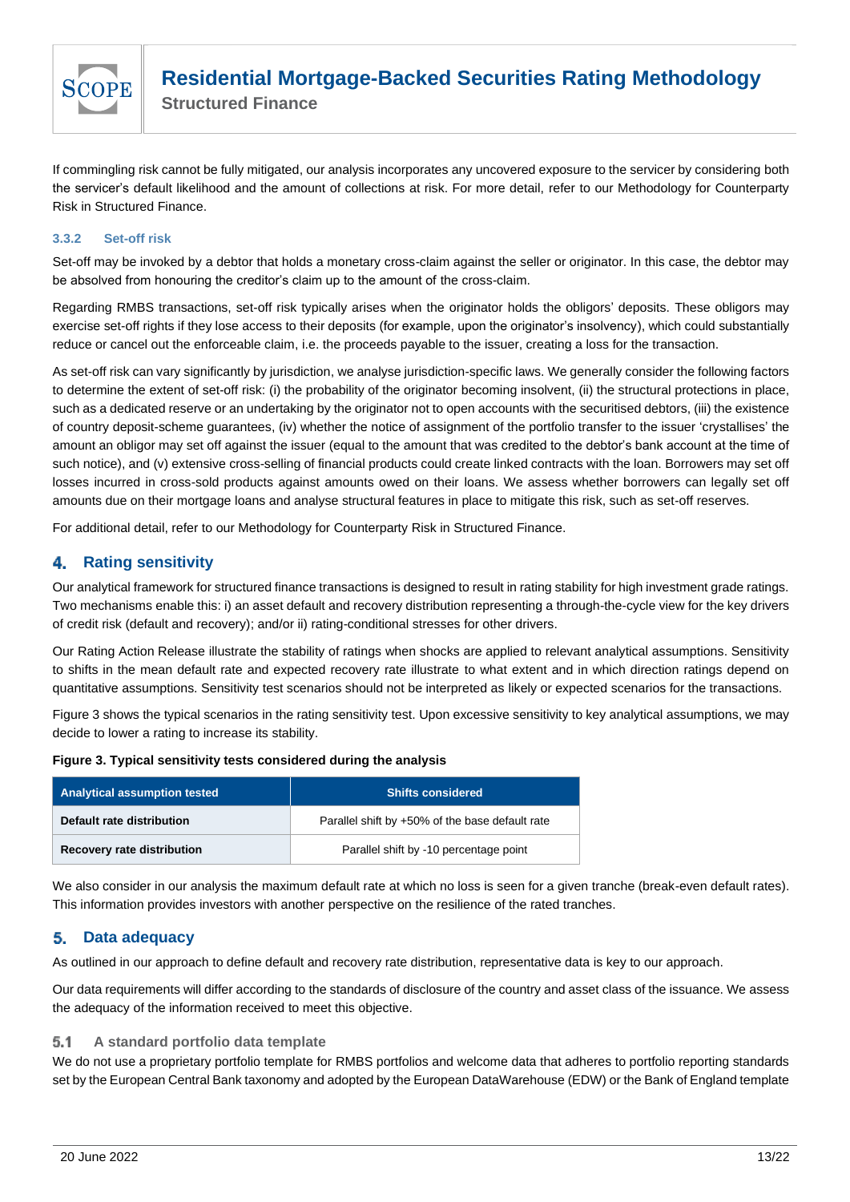If commingling risk cannot be fully mitigated, our analysis incorporates any uncovered exposure to the servicer by considering both the servicer's default likelihood and the amount of collections at risk. For more detail, refer to our Methodology for Counterparty Risk in Structured Finance.

#### 3.3.2 Set-off risk

Set-off may be invoked by a debtor that holds a monetary cross-claim against the seller or originator. In this case, the debtor may be absolved from honouring the creditor's claim up to the amount of the cross-claim.

Regarding RMBS transactions, set-off risk typically arises when the originator holds the obligors' deposits. These obligors may exercise set-off rights if they lose access to their deposits (for example, upon the originator's insolvency), which could substantially reduce or cancel out the enforceable claim, i.e. the proceeds payable to the issuer, creating a loss for the transaction.

As set-off risk can vary significantly by jurisdiction, we analyse jurisdiction-specific laws. We generally consider the following factors to determine the extent of set-off risk: (i) the probability of the originator becoming insolvent, (ii) the structural protections in place, such as a dedicated reserve or an undertaking by the originator not to open accounts with the securitised debtors, (iii) the existence of country deposit-scheme guarantees, (iv) whether the notice of assignment of the portfolio transfer to the issuer 'crystallises' the amount an obligor may set off against the issuer (equal to the amount that was credited to the debtor's bank account at the time of such notice), and (v) extensive cross-selling of financial products could create linked contracts with the loan. Borrowers may set off losses incurred in cross-sold products against amounts owed on their loans. We assess whether borrowers can legally set off amounts due on their mortgage loans and analyse structural features in place to mitigate this risk, such as set-off reserves.

For additional detail, refer to our Methodology for Counterparty Risk in Structured Finance.

## 4. Rating sensitivity

Our analytical framework for structured finance transactions is designed to result in rating stability for high investment grade ratings. Two mechanisms enable this: i) an asset default and recovery distribution representing a through-the-cycle view for the key drivers of credit risk (default and recovery); and/or ii) rating-conditional stresses for other drivers.

Our Rating Action Release illustrate the stability of ratings when shocks are applied to relevant analytical assumptions. Sensitivity to shifts in the mean default rate and expected recovery rate illustrate to what extent and in which direction ratings depend on quantitative assumptions. Sensitivity test scenarios should not be interpreted as likely or expected scenarios for the transactions.

Figure 3 shows the typical scenarios in the rating sensitivity test. Upon excessive sensitivity to key analytical assumptions, we may decide to lower a rating to increase its stability.

**Figure 3. Typical sensitivity tests considered during the analysis**

| Analytical assumption tested | Shifts considered |
|---|---|
| **Default rate distribution** | Parallel shift by +50% of the base default rate |
| **Recovery rate distribution** | Parallel shift by -10 percentage point |

We also consider in our analysis the maximum default rate at which no loss is seen for a given tranche (break-even default rates). This information provides investors with another perspective on the resilience of the rated tranches.

## 5. Data adequacy

As outlined in our approach to define default and recovery rate distribution, representative data is key to our approach.

Our data requirements will differ according to the standards of disclosure of the country and asset class of the issuance. We assess the adequacy of the information received to meet this objective.

### 5.1 A standard portfolio data template

We do not use a proprietary portfolio template for RMBS portfolios and welcome data that adheres to portfolio reporting standards set by the European Central Bank taxonomy and adopted by the European DataWarehouse (EDW) or the Bank of England template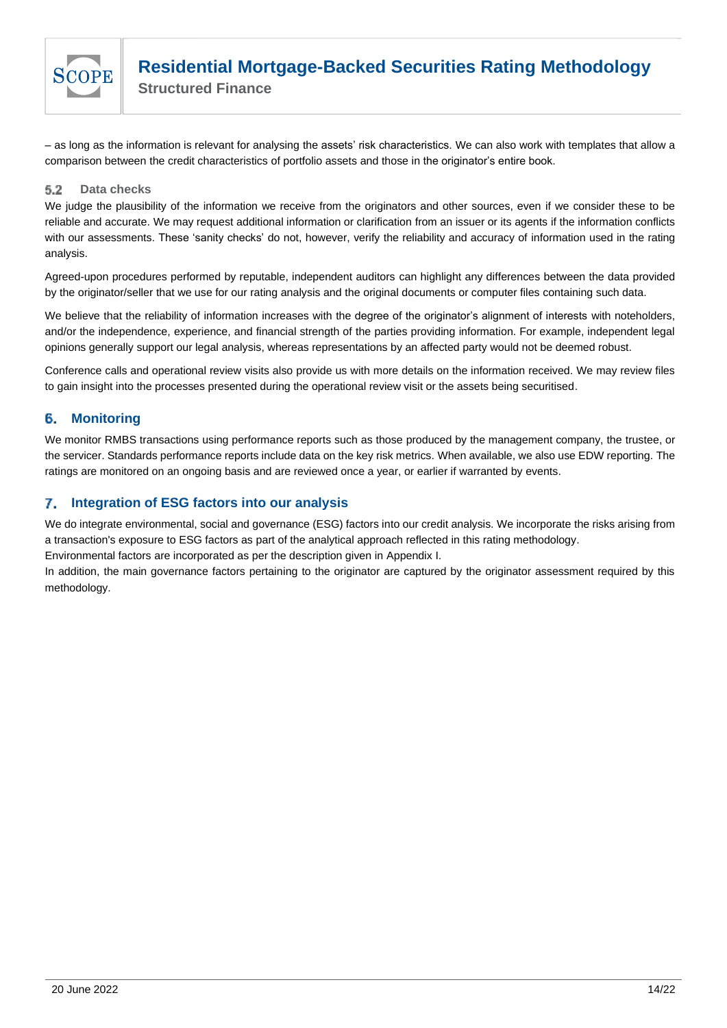– as long as the information is relevant for analysing the assets' risk characteristics. We can also work with templates that allow a comparison between the credit characteristics of portfolio assets and those in the originator's entire book.

### 5.2 Data checks

We judge the plausibility of the information we receive from the originators and other sources, even if we consider these to be reliable and accurate. We may request additional information or clarification from an issuer or its agents if the information conflicts with our assessments. These 'sanity checks' do not, however, verify the reliability and accuracy of information used in the rating analysis.

Agreed-upon procedures performed by reputable, independent auditors can highlight any differences between the data provided by the originator/seller that we use for our rating analysis and the original documents or computer files containing such data.

We believe that the reliability of information increases with the degree of the originator's alignment of interests with noteholders, and/or the independence, experience, and financial strength of the parties providing information. For example, independent legal opinions generally support our legal analysis, whereas representations by an affected party would not be deemed robust.

Conference calls and operational review visits also provide us with more details on the information received. We may review files to gain insight into the processes presented during the operational review visit or the assets being securitised.

## 6. Monitoring

We monitor RMBS transactions using performance reports such as those produced by the management company, the trustee, or the servicer. Standards performance reports include data on the key risk metrics. When available, we also use EDW reporting. The ratings are monitored on an ongoing basis and are reviewed once a year, or earlier if warranted by events.

## 7. Integration of ESG factors into our analysis

We do integrate environmental, social and governance (ESG) factors into our credit analysis. We incorporate the risks arising from a transaction's exposure to ESG factors as part of the analytical approach reflected in this rating methodology.

Environmental factors are incorporated as per the description given in Appendix I.

In addition, the main governance factors pertaining to the originator are captured by the originator assessment required by this methodology.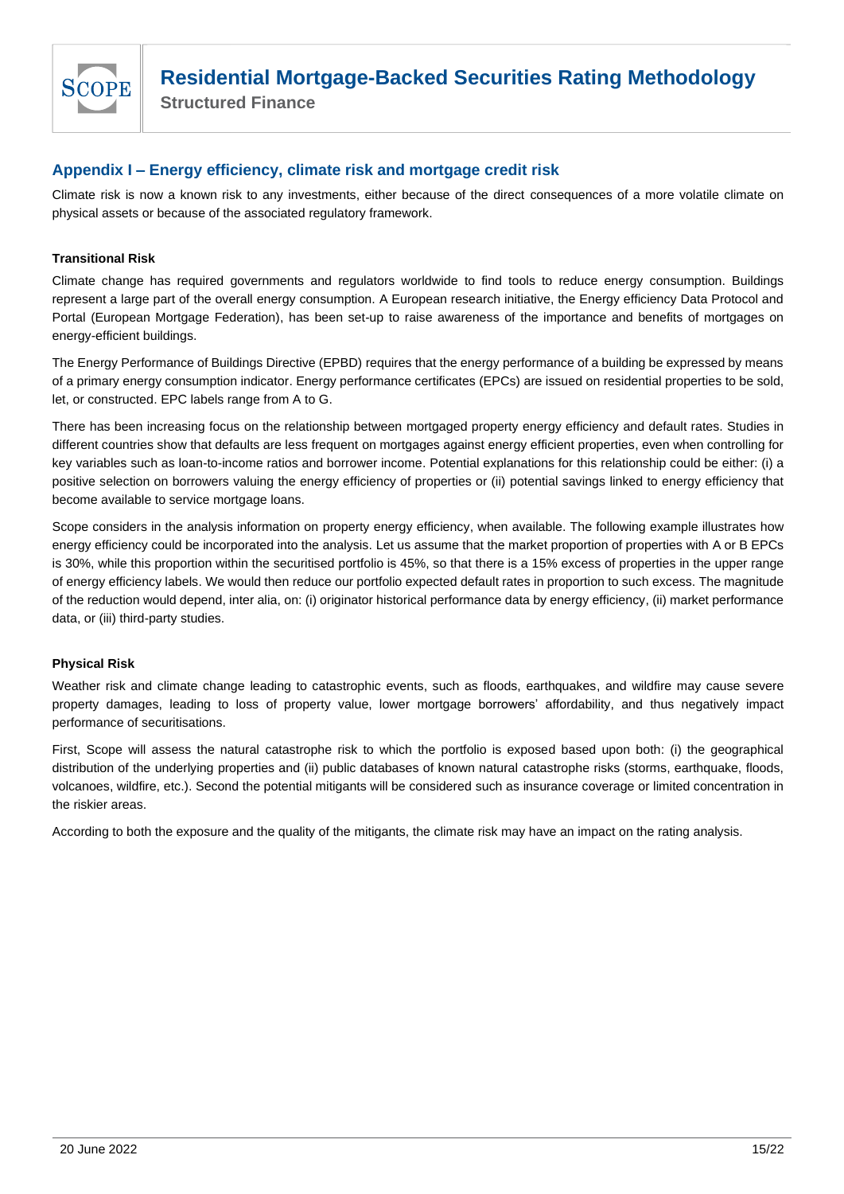## Appendix I – Energy efficiency, climate risk and mortgage credit risk

Climate risk is now a known risk to any investments, either because of the direct consequences of a more volatile climate on physical assets or because of the associated regulatory framework.

**Transitional Risk**

Climate change has required governments and regulators worldwide to find tools to reduce energy consumption. Buildings represent a large part of the overall energy consumption. A European research initiative, the Energy efficiency Data Protocol and Portal (European Mortgage Federation), has been set-up to raise awareness of the importance and benefits of mortgages on energy-efficient buildings.

The Energy Performance of Buildings Directive (EPBD) requires that the energy performance of a building be expressed by means of a primary energy consumption indicator. Energy performance certificates (EPCs) are issued on residential properties to be sold, let, or constructed. EPC labels range from A to G.

There has been increasing focus on the relationship between mortgaged property energy efficiency and default rates. Studies in different countries show that defaults are less frequent on mortgages against energy efficient properties, even when controlling for key variables such as loan-to-income ratios and borrower income. Potential explanations for this relationship could be either: (i) a positive selection on borrowers valuing the energy efficiency of properties or (ii) potential savings linked to energy efficiency that become available to service mortgage loans.

Scope considers in the analysis information on property energy efficiency, when available. The following example illustrates how energy efficiency could be incorporated into the analysis. Let us assume that the market proportion of properties with A or B EPCs is 30%, while this proportion within the securitised portfolio is 45%, so that there is a 15% excess of properties in the upper range of energy efficiency labels. We would then reduce our portfolio expected default rates in proportion to such excess. The magnitude of the reduction would depend, inter alia, on: (i) originator historical performance data by energy efficiency, (ii) market performance data, or (iii) third-party studies.

**Physical Risk**

Weather risk and climate change leading to catastrophic events, such as floods, earthquakes, and wildfire may cause severe property damages, leading to loss of property value, lower mortgage borrowers' affordability, and thus negatively impact performance of securitisations.

First, Scope will assess the natural catastrophe risk to which the portfolio is exposed based upon both: (i) the geographical distribution of the underlying properties and (ii) public databases of known natural catastrophe risks (storms, earthquake, floods, volcanoes, wildfire, etc.). Second the potential mitigants will be considered such as insurance coverage or limited concentration in the riskier areas.

According to both the exposure and the quality of the mitigants, the climate risk may have an impact on the rating analysis.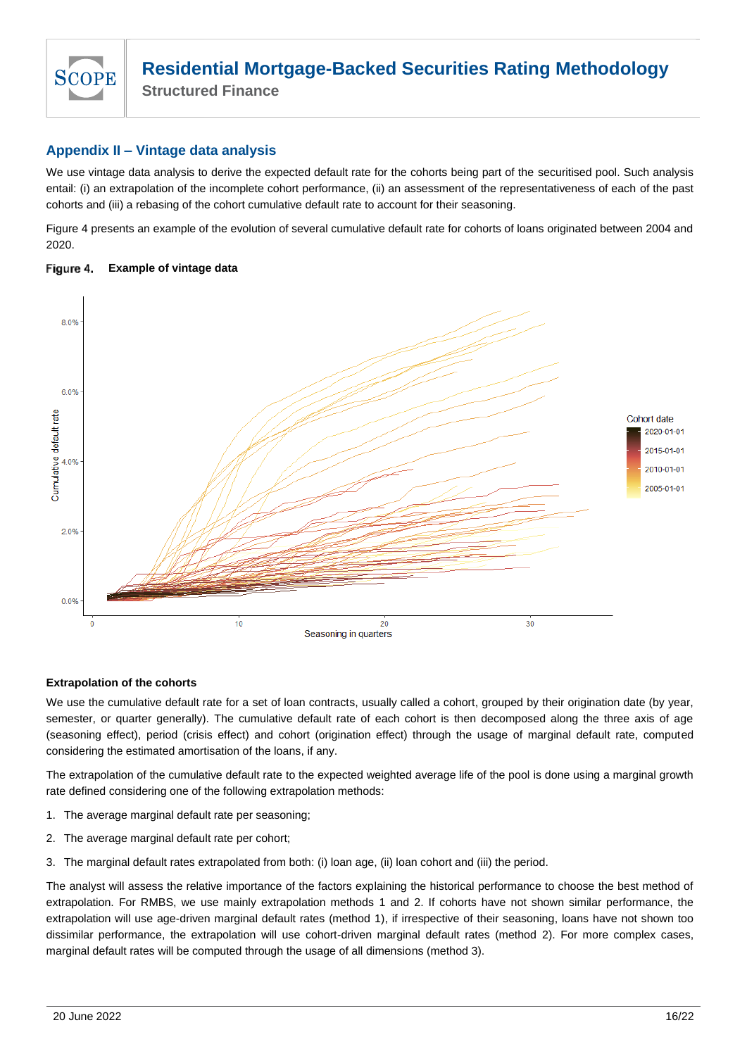## Appendix II – Vintage data analysis

We use vintage data analysis to derive the expected default rate for the cohorts being part of the securitised pool. Such analysis entail: (i) an extrapolation of the incomplete cohort performance, (ii) an assessment of the representativeness of each of the past cohorts and (iii) a rebasing of the cohort cumulative default rate to account for their seasoning.

Figure 4 presents an example of the evolution of several cumulative default rate for cohorts of loans originated between 2004 and 2020.

**Figure 4. Example of vintage data**

### Extrapolation of the cohorts

We use the cumulative default rate for a set of loan contracts, usually called a cohort, grouped by their origination date (by year, semester, or quarter generally). The cumulative default rate of each cohort is then decomposed along the three axis of age (seasoning effect), period (crisis effect) and cohort (origination effect) through the usage of marginal default rate, computed considering the estimated amortisation of the loans, if any.

The extrapolation of the cumulative default rate to the expected weighted average life of the pool is done using a marginal growth rate defined considering one of the following extrapolation methods:

1. The average marginal default rate per seasoning;
2. The average marginal default rate per cohort;
3. The marginal default rates extrapolated from both: (i) loan age, (ii) loan cohort and (iii) the period.

The analyst will assess the relative importance of the factors explaining the historical performance to choose the best method of extrapolation. For RMBS, we use mainly extrapolation methods 1 and 2. If cohorts have not shown similar performance, the extrapolation will use age-driven marginal default rates (method 1), if irrespective of their seasoning, loans have not shown too dissimilar performance, the extrapolation will use cohort-driven marginal default rates (method 2). For more complex cases, marginal default rates will be computed through the usage of all dimensions (method 3).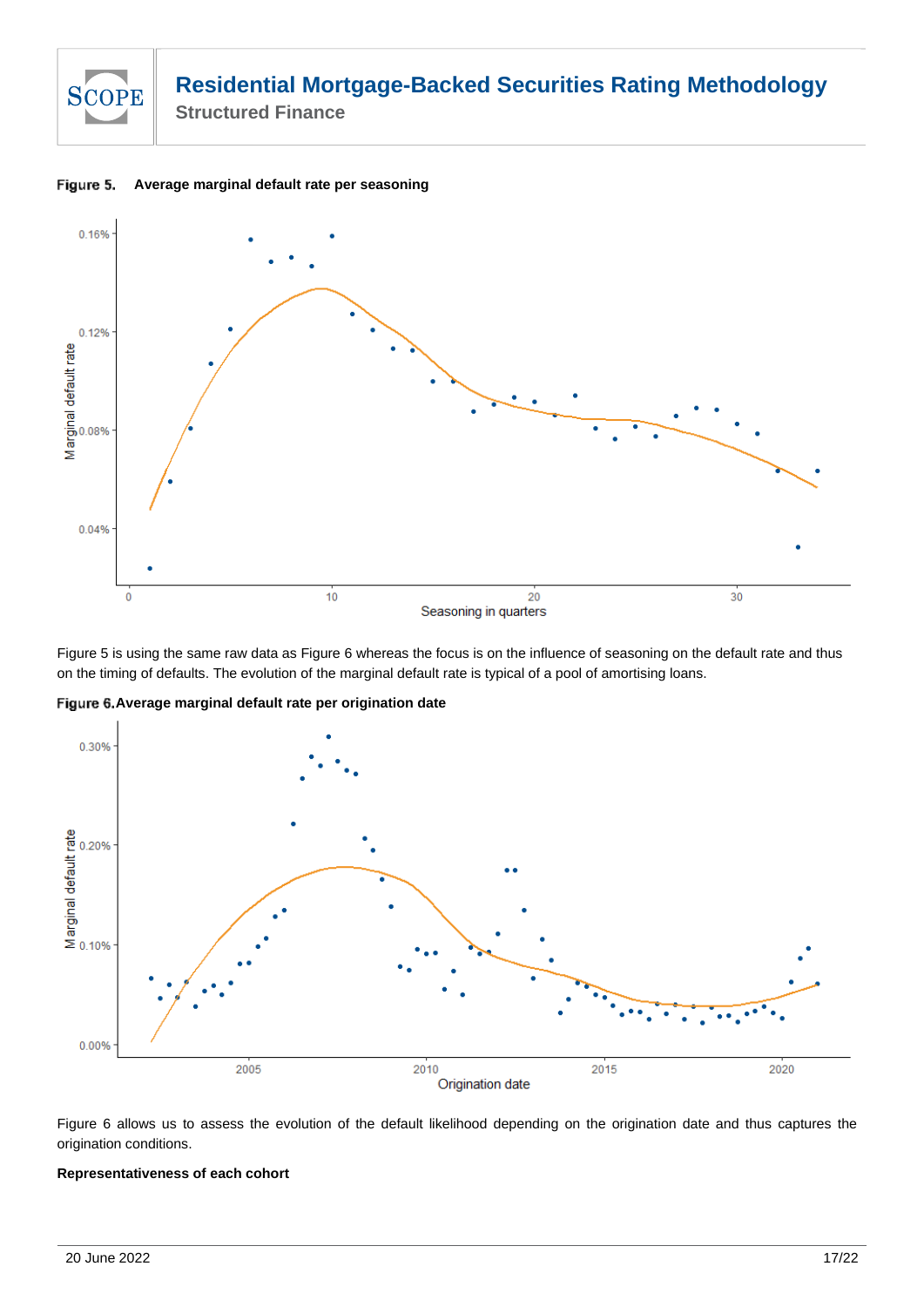**Figure 5. Average marginal default rate per seasoning**

Figure 5 is using the same raw data as Figure 6 whereas the focus is on the influence of seasoning on the default rate and thus on the timing of defaults. The evolution of the marginal default rate is typical of a pool of amortising loans.

**Figure 6. Average marginal default rate per origination date**

Figure 6 allows us to assess the evolution of the default likelihood depending on the origination date and thus captures the origination conditions.

**Representativeness of each cohort**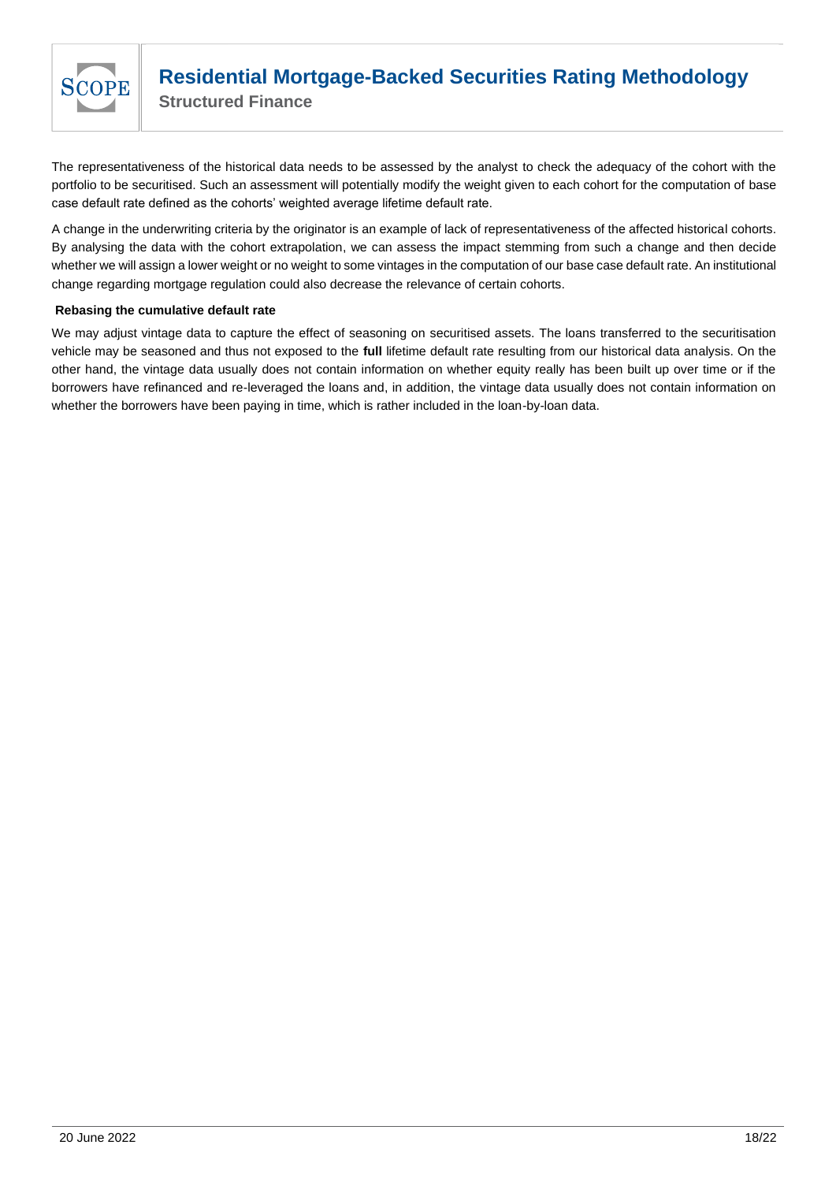The representativeness of the historical data needs to be assessed by the analyst to check the adequacy of the cohort with the portfolio to be securitised. Such an assessment will potentially modify the weight given to each cohort for the computation of base case default rate defined as the cohorts' weighted average lifetime default rate.

A change in the underwriting criteria by the originator is an example of lack of representativeness of the affected historical cohorts. By analysing the data with the cohort extrapolation, we can assess the impact stemming from such a change and then decide whether we will assign a lower weight or no weight to some vintages in the computation of our base case default rate. An institutional change regarding mortgage regulation could also decrease the relevance of certain cohorts.

**Rebasing the cumulative default rate**

We may adjust vintage data to capture the effect of seasoning on securitised assets. The loans transferred to the securitisation vehicle may be seasoned and thus not exposed to the **full** lifetime default rate resulting from our historical data analysis. On the other hand, the vintage data usually does not contain information on whether equity really has been built up over time or if the borrowers have refinanced and re-leveraged the loans and, in addition, the vintage data usually does not contain information on whether the borrowers have been paying in time, which is rather included in the loan-by-loan data.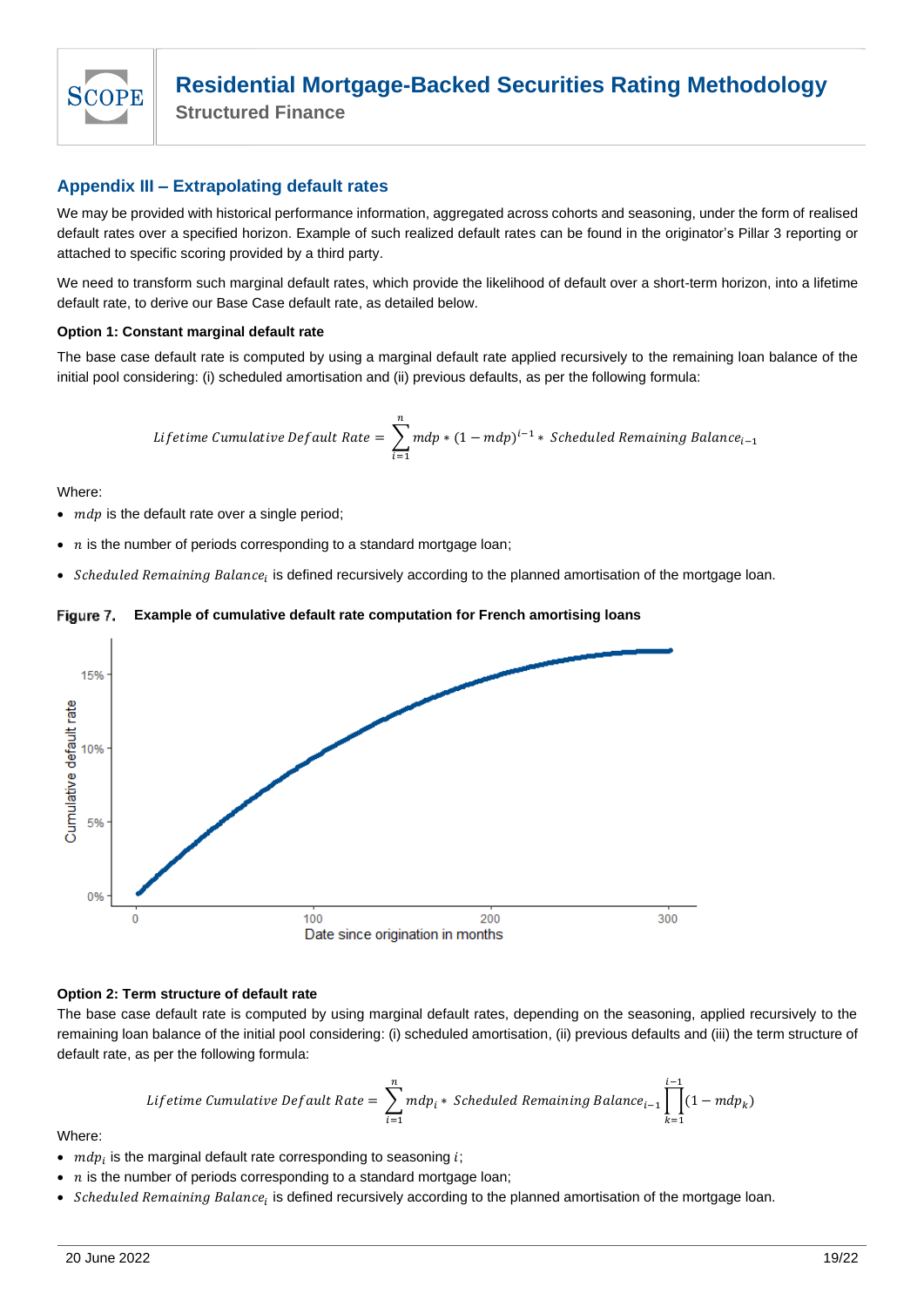## Appendix III – Extrapolating default rates

We may be provided with historical performance information, aggregated across cohorts and seasoning, under the form of realised default rates over a specified horizon. Example of such realized default rates can be found in the originator's Pillar 3 reporting or attached to specific scoring provided by a third party.

We need to transform such marginal default rates, which provide the likelihood of default over a short-term horizon, into a lifetime default rate, to derive our Base Case default rate, as detailed below.

**Option 1: Constant marginal default rate**

The base case default rate is computed by using a marginal default rate applied recursively to the remaining loan balance of the initial pool considering: (i) scheduled amortisation and (ii) previous defaults, as per the following formula:

$$Lifetime\ Cumulative\ Default\ Rate = \sum_{i=1}^{n} mdp * (1 - mdp)^{i-1} * \ Scheduled\ Remaining\ Balance_{i-1}$$

Where:

- $mdp$ is the default rate over a single period;
- $n$ is the number of periods corresponding to a standard mortgage loan;
- $Scheduled\ Remaining\ Balance_i$ is defined recursively according to the planned amortisation of the mortgage loan.

**Figure 7. Example of cumulative default rate computation for French amortising loans**

**Option 2: Term structure of default rate**

The base case default rate is computed by using marginal default rates, depending on the seasoning, applied recursively to the remaining loan balance of the initial pool considering: (i) scheduled amortisation, (ii) previous defaults and (iii) the term structure of default rate, as per the following formula:

$$Lifetime\ Cumulative\ Default\ Rate = \sum_{i=1}^{n} mdp_i * \ Scheduled\ Remaining\ Balance_{i-1} \prod_{k=1}^{i-1} (1 - mdp_k)$$

Where:

- $mdp_i$ is the marginal default rate corresponding to seasoning $i$;
- $n$ is the number of periods corresponding to a standard mortgage loan;
- $Scheduled\ Remaining\ Balance_i$ is defined recursively according to the planned amortisation of the mortgage loan.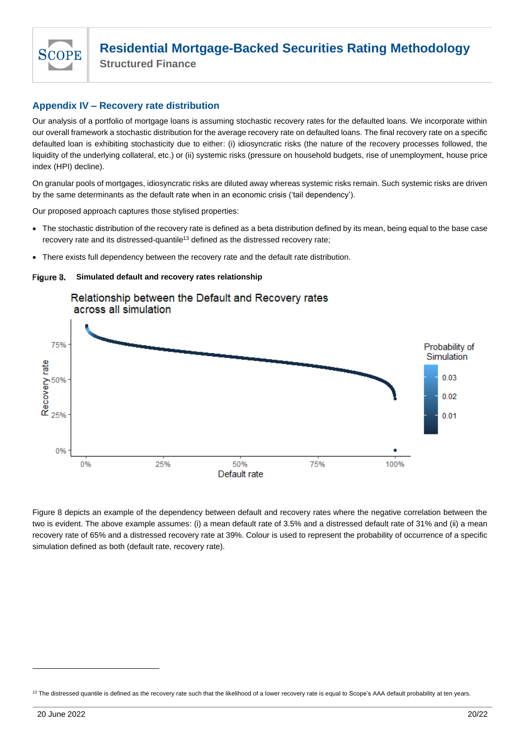## Appendix IV – Recovery rate distribution

Our analysis of a portfolio of mortgage loans is assuming stochastic recovery rates for the defaulted loans. We incorporate within our overall framework a stochastic distribution for the average recovery rate on defaulted loans. The final recovery rate on a specific defaulted loan is exhibiting stochasticity due to either: (i) idiosyncratic risks (the nature of the recovery processes followed, the liquidity of the underlying collateral, etc.) or (ii) systemic risks (pressure on household budgets, rise of unemployment, house price index (HPI) decline).

On granular pools of mortgages, idiosyncratic risks are diluted away whereas systemic risks remain. Such systemic risks are driven by the same determinants as the default rate when in an economic crisis ('tail dependency').

Our proposed approach captures those stylised properties:

- The stochastic distribution of the recovery rate is defined as a beta distribution defined by its mean, being equal to the base case recovery rate and its distressed-quantile[13] defined as the distressed recovery rate;
- There exists full dependency between the recovery rate and the default rate distribution.

**Figure 8. Simulated default and recovery rates relationship**

Figure 8 depicts an example of the dependency between default and recovery rates where the negative correlation between the two is evident. The above example assumes: (i) a mean default rate of 3.5% and a distressed default rate of 31% and (ii) a mean recovery rate of 65% and a distressed recovery rate at 39%. Colour is used to represent the probability of occurrence of a specific simulation defined as both (default rate, recovery rate).

[13] The distressed quantile is defined as the recovery rate such that the likelihood of a lower recovery rate is equal to Scope's AAA default probability at ten years.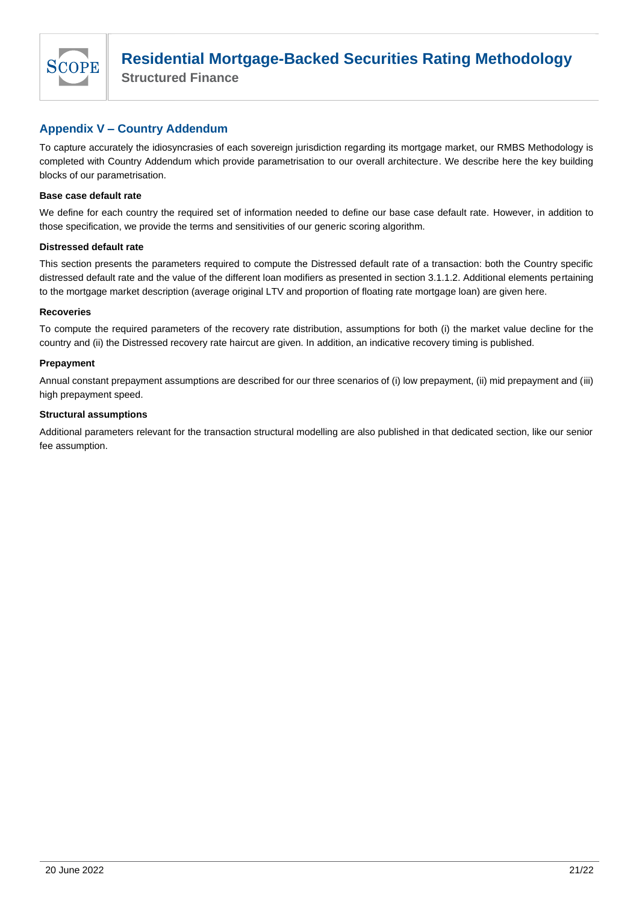## Appendix V – Country Addendum

To capture accurately the idiosyncrasies of each sovereign jurisdiction regarding its mortgage market, our RMBS Methodology is completed with Country Addendum which provide parametrisation to our overall architecture. We describe here the key building blocks of our parametrisation.

**Base case default rate**

We define for each country the required set of information needed to define our base case default rate. However, in addition to those specification, we provide the terms and sensitivities of our generic scoring algorithm.

**Distressed default rate**

This section presents the parameters required to compute the Distressed default rate of a transaction: both the Country specific distressed default rate and the value of the different loan modifiers as presented in section 3.1.1.2. Additional elements pertaining to the mortgage market description (average original LTV and proportion of floating rate mortgage loan) are given here.

**Recoveries**

To compute the required parameters of the recovery rate distribution, assumptions for both (i) the market value decline for the country and (ii) the Distressed recovery rate haircut are given. In addition, an indicative recovery timing is published.

**Prepayment**

Annual constant prepayment assumptions are described for our three scenarios of (i) low prepayment, (ii) mid prepayment and (iii) high prepayment speed.

**Structural assumptions**

Additional parameters relevant for the transaction structural modelling are also published in that dedicated section, like our senior fee assumption.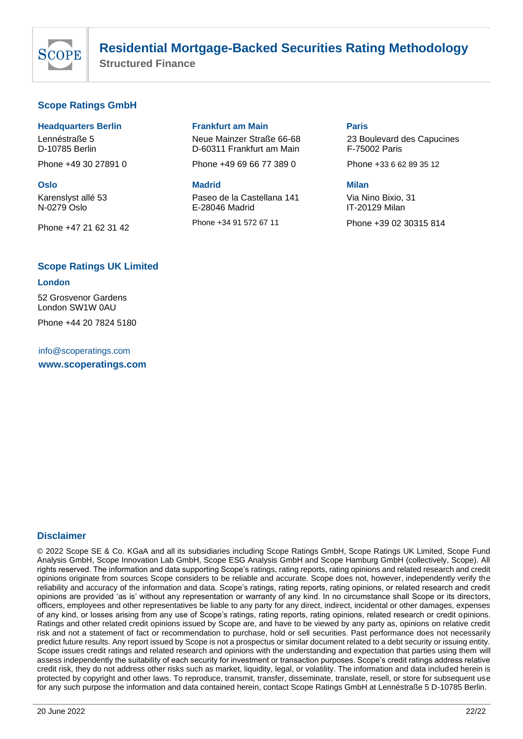## Scope Ratings GmbH

### Headquarters Berlin

Lennéstraße 5
D-10785 Berlin

Phone +49 30 27891 0

### Frankfurt am Main

Neue Mainzer Straße 66-68
D-60311 Frankfurt am Main

Phone +49 69 66 77 389 0

### Paris

23 Boulevard des Capucines
F-75002 Paris

Phone +33 6 62 89 35 12

### Oslo

Karenslyst allé 53
N-0279 Oslo

Phone +47 21 62 31 42

### Madrid

Paseo de la Castellana 141
E-28046 Madrid

Phone +34 91 572 67 11

### Milan

Via Nino Bixio, 31
IT-20129 Milan

Phone +39 02 30315 814

## Scope Ratings UK Limited

### London

52 Grosvenor Gardens
London SW1W 0AU

Phone +44 20 7824 5180

info@scoperatings.com

**www.scoperatings.com**

## Disclaimer

© 2022 Scope SE & Co. KGaA and all its subsidiaries including Scope Ratings GmbH, Scope Ratings UK Limited, Scope Fund Analysis GmbH, Scope Innovation Lab GmbH, Scope ESG Analysis GmbH and Scope Hamburg GmbH (collectively, Scope). All rights reserved. The information and data supporting Scope's ratings, rating reports, rating opinions and related research and credit opinions originate from sources Scope considers to be reliable and accurate. Scope does not, however, independently verify the reliability and accuracy of the information and data. Scope's ratings, rating reports, rating opinions, or related research and credit opinions are provided 'as is' without any representation or warranty of any kind. In no circumstance shall Scope or its directors, officers, employees and other representatives be liable to any party for any direct, indirect, incidental or other damages, expenses of any kind, or losses arising from any use of Scope's ratings, rating reports, rating opinions, related research or credit opinions. Ratings and other related credit opinions issued by Scope are, and have to be viewed by any party as, opinions on relative credit risk and not a statement of fact or recommendation to purchase, hold or sell securities. Past performance does not necessarily predict future results. Any report issued by Scope is not a prospectus or similar document related to a debt security or issuing entity. Scope issues credit ratings and related research and opinions with the understanding and expectation that parties using them will assess independently the suitability of each security for investment or transaction purposes. Scope's credit ratings address relative credit risk, they do not address other risks such as market, liquidity, legal, or volatility. The information and data included herein is protected by copyright and other laws. To reproduce, transmit, transfer, disseminate, translate, resell, or store for subsequent use for any such purpose the information and data contained herein, contact Scope Ratings GmbH at Lennéstraße 5 D-10785 Berlin.